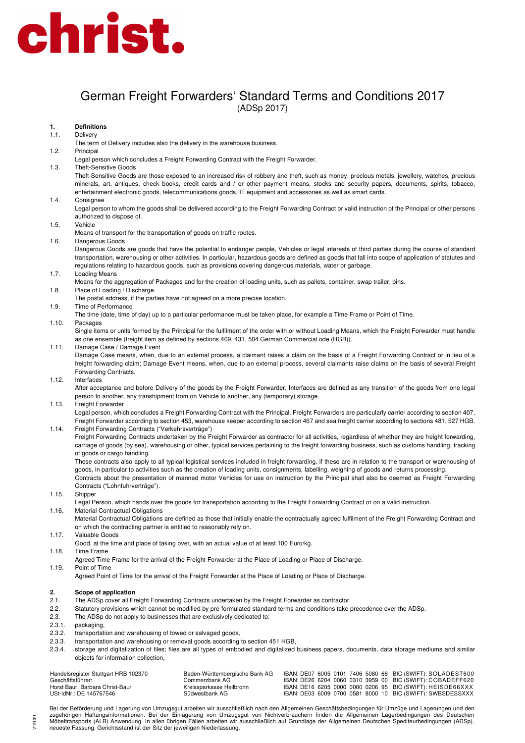# christ.

## German Freight Forwarders' Standard Terms and Conditions 2017
(ADSp 2017)

**1. Definitions**

1.1. Delivery
The term of Delivery includes also the delivery in the warehouse business.

1.2. Principal
Legal person which concludes a Freight Forwarding Contract with the Freight Forwarder.

1.3. Theft-Sensitive Goods
Theft-Sensitive Goods are those exposed to an increased risk of robbery and theft, such as money, precious metals, jewellery, watches, precious minerals, art, antiques, check books, credit cards and / or other payment means, stocks and security papers, documents, spirits, tobacco, entertainment electronic goods, telecommunications goods, IT equipment and accessories as well as smart cards.

1.4. Consignee
Legal person to whom the goods shall be delivered according to the Freight Forwarding Contract or valid instruction of the Principal or other persons authorized to dispose of.

1.5. Vehicle
Means of transport for the transportation of goods on traffic routes.

1.6. Dangerous Goods
Dangerous Goods are goods that have the potential to endanger people, Vehicles or legal interests of third parties during the course of standard transportation, warehousing or other activities. In particular, hazardous goods are defined as goods that fall into scope of application of statutes and regulations relating to hazardous goods, such as provisions covering dangerous materials, water or garbage.

1.7. Loading Means
Means for the aggregation of Packages and for the creation of loading units, such as pallets, container, swap trailer, bins.

1.8. Place of Loading / Discharge
The postal address, if the parties have not agreed on a more precise location.

1.9. Time of Performance
The time (date, time of day) up to a particular performance must be taken place, for example a Time Frame or Point of Time.

1.10. Packages
Single items or units formed by the Principal for the fulfilment of the order with or without Loading Means, which the Freight Forwarder must handle as one ensemble (freight item as defined by sections 409, 431, 504 German Commercial ode (HGB)).

1.11. Damage Case / Damage Event
Damage Case means, when, due to an external process, a claimant raises a claim on the basis of a Freight Forwarding Contract or in lieu of a freight forwarding claim; Damage Event means, when, due to an external process, several claimants raise claims on the basis of several Freight Forwarding Contracts.

1.12. Interfaces
After acceptance and before Delivery of the goods by the Freight Forwarder, Interfaces are defined as any transition of the goods from one legal person to another, any transhipment from on Vehicle to another, any (temporary) storage.

1.13. Freight Forwarder
Legal person, which concludes a Freight Forwarding Contract with the Principal. Freight Forwarders are particularly carrier according to section 407, Freight Forwarder according to section 453, warehouse keeper according to section 467 and sea freight carrier according to sections 481, 527 HGB.

1.14. Freight Forwarding Contracts ("Verkehrsverträge")
Freight Forwarding Contracts undertaken by the Freight Forwarder as contractor for all activities, regardless of whether they are freight forwarding, carriage of goods (by sea), warehousing or other, typical services pertaining to the freight forwarding business, such as customs handling, tracking of goods or cargo handling.
These contracts also apply to all typical logistical services included in freight forwarding, if these are in relation to the transport or warehousing of goods, in particular to activities such as the creation of loading units, consignments, labelling, weighing of goods and returns processing.
Contracts about the presentation of manned motor Vehicles for use on instruction by the Principal shall also be deemed as Freight Forwarding Contracts ("Lohnfuhrverträge").

1.15. Shipper
Legal Person, which hands over the goods for transportation according to the Freight Forwarding Contract or on a valid instruction.

1.16. Material Contractual Obligations
Material Contractual Obligations are defined as those that initially enable the contractually agreed fulfilment of the Freight Forwarding Contract and on which the contracting partner is entitled to reasonably rely on.

1.17. Valuable Goods
Good, at the time and place of taking over, with an actual value of at least 100 Euro/kg.

1.18. Time Frame
Agreed Time Frame for the arrival of the Freight Forwarder at the Place of Loading or Place of Discharge.

1.19. Point of Time
Agreed Point of Time for the arrival of the Freight Forwarder at the Place of Loading or Place of Discharge.

**2. Scope of application**

2.1. The ADSp cover all Freight Forwarding Contracts undertaken by the Freight Forwarder as contractor.

2.2. Statutory provisions which cannot be modified by pre-formulated standard terms and conditions take precedence over the ADSp.

2.3. The ADSp do not apply to businesses that are exclusively dedicated to:

2.3.1. packaging,

2.3.2. transportation and warehousing of towed or salvaged goods,

2.3.3. transportation and warehousing or removal goods according to section 451 HGB,

2.3.4. storage and digitalization of files; files are all types of embodied and digitalized business papers, documents, data storage mediums and similar objects for information collection,

Handelsregister Stuttgart HRB 102370
Geschäftsführer:
Horst Baur, Barbara Christ-Baur
USt-IdNr.: DE 145767546

| | | |
|---|---|---|
| Baden-Württembergische Bank AG | IBAN: DE07 6005 0101 7406 5080 68 | BIC (SWIFT): SOLADEST600 |
| Commerzbank AG | IBAN: DE26 6204 0060 0310 3959 00 | BIC (SWIFT): COBADEFF620 |
| Kreissparkasse Heilbronn | IBAN: DE16 6205 0000 0000 0206 95 | BIC (SWIFT): HEISDE66XXX |
| Südwestbank AG | IBAN: DE03 6009 0700 0581 8000 10 | BIC (SWIFT): SWBSDESSXXX |

Bei der Beförderung und Lagerung von Umzugsgut arbeiten wir ausschließlich nach den Allgemeinen Geschäftsbedingungen für Umzüge und Lagerungen und den zugehörigen Haftungsinformationen. Bei der Einlagerung von Umzugsgut von Nichtverbrauchern finden die Allgemeinen Lagerbedingungen des Deutschen Möbeltransports (ALB) Anwendung. In allen übrigen Fällen arbeiten wir ausschließlich auf Grundlage der Allgemeinen Deutschen Spediteurbedingungen (ADSp), neueste Fassung. Gerichtsstand ist der Sitz der jeweiligen Niederlassung.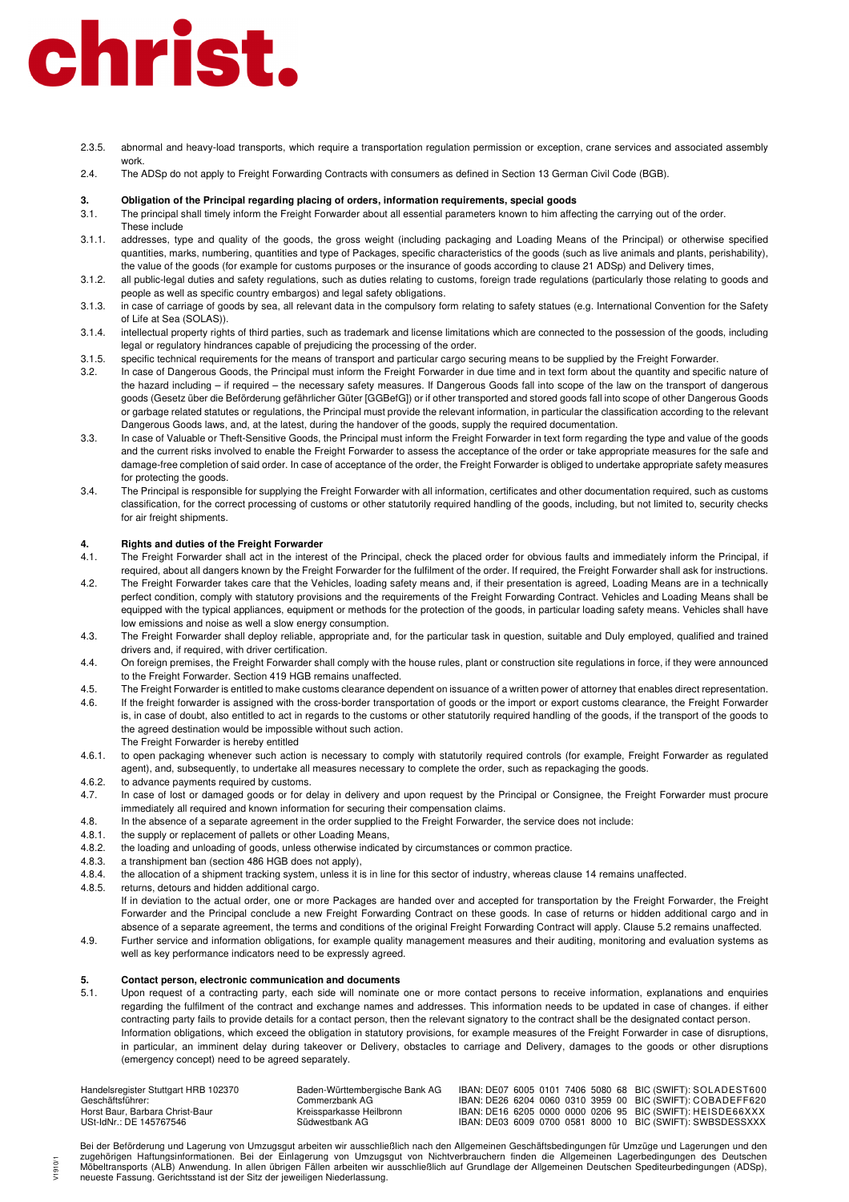2.3.5. abnormal and heavy-load transports, which require a transportation regulation permission or exception, crane services and associated assembly work.

2.4. The ADSp do not apply to Freight Forwarding Contracts with consumers as defined in Section 13 German Civil Code (BGB).

## 3. Obligation of the Principal regarding placing of orders, information requirements, special goods

3.1. The principal shall timely inform the Freight Forwarder about all essential parameters known to him affecting the carrying out of the order. These include

3.1.1. addresses, type and quality of the goods, the gross weight (including packaging and Loading Means of the Principal) or otherwise specified quantities, marks, numbering, quantities and type of Packages, specific characteristics of the goods (such as live animals and plants, perishability), the value of the goods (for example for customs purposes or the insurance of goods according to clause 21 ADSp) and Delivery times,

3.1.2. all public-legal duties and safety regulations, such as duties relating to customs, foreign trade regulations (particularly those relating to goods and people as well as specific country embargos) and legal safety obligations.

3.1.3. in case of carriage of goods by sea, all relevant data in the compulsory form relating to safety statues (e.g. International Convention for the Safety of Life at Sea (SOLAS)).

3.1.4. intellectual property rights of third parties, such as trademark and license limitations which are connected to the possession of the goods, including legal or regulatory hindrances capable of prejudicing the processing of the order.

3.1.5. specific technical requirements for the means of transport and particular cargo securing means to be supplied by the Freight Forwarder.

3.2. In case of Dangerous Goods, the Principal must inform the Freight Forwarder in due time and in text form about the quantity and specific nature of the hazard including – if required – the necessary safety measures. If Dangerous Goods fall into scope of the law on the transport of dangerous goods (Gesetz über die Beförderung gefährlicher Güter [GGBefG]) or if other transported and stored goods fall into scope of other Dangerous Goods or garbage related statutes or regulations, the Principal must provide the relevant information, in particular the classification according to the relevant Dangerous Goods laws, and, at the latest, during the handover of the goods, supply the required documentation.

3.3. In case of Valuable or Theft-Sensitive Goods, the Principal must inform the Freight Forwarder in text form regarding the type and value of the goods and the current risks involved to enable the Freight Forwarder to assess the acceptance of the order or take appropriate measures for the safe and damage-free completion of said order. In case of acceptance of the order, the Freight Forwarder is obliged to undertake appropriate safety measures for protecting the goods.

3.4. The Principal is responsible for supplying the Freight Forwarder with all information, certificates and other documentation required, such as customs classification, for the correct processing of customs or other statutorily required handling of the goods, including, but not limited to, security checks for air freight shipments.

## 4. Rights and duties of the Freight Forwarder

4.1. The Freight Forwarder shall act in the interest of the Principal, check the placed order for obvious faults and immediately inform the Principal, if required, about all dangers known by the Freight Forwarder for the fulfilment of the order. If required, the Freight Forwarder shall ask for instructions.

4.2. The Freight Forwarder takes care that the Vehicles, loading safety means and, if their presentation is agreed, Loading Means are in a technically perfect condition, comply with statutory provisions and the requirements of the Freight Forwarding Contract. Vehicles and Loading Means shall be equipped with the typical appliances, equipment or methods for the protection of the goods, in particular loading safety means. Vehicles shall have low emissions and noise as well a slow energy consumption.

4.3. The Freight Forwarder shall deploy reliable, appropriate and, for the particular task in question, suitable and Duly employed, qualified and trained drivers and, if required, with driver certification.

4.4. On foreign premises, the Freight Forwarder shall comply with the house rules, plant or construction site regulations in force, if they were announced to the Freight Forwarder. Section 419 HGB remains unaffected.

4.5. The Freight Forwarder is entitled to make customs clearance dependent on issuance of a written power of attorney that enables direct representation.

4.6. If the freight forwarder is assigned with the cross-border transportation of goods or the import or export customs clearance, the Freight Forwarder is, in case of doubt, also entitled to act in regards to the customs or other statutorily required handling of the goods, if the transport of the goods to the agreed destination would be impossible without such action.
The Freight Forwarder is hereby entitled

4.6.1. to open packaging whenever such action is necessary to comply with statutorily required controls (for example, Freight Forwarder as regulated agent), and, subsequently, to undertake all measures necessary to complete the order, such as repackaging the goods.

4.6.2. to advance payments required by customs.

4.7. In case of lost or damaged goods or for delay in delivery and upon request by the Principal or Consignee, the Freight Forwarder must procure immediately all required and known information for securing their compensation claims.

4.8. In the absence of a separate agreement in the order supplied to the Freight Forwarder, the service does not include:

4.8.1. the supply or replacement of pallets or other Loading Means,

4.8.2. the loading and unloading of goods, unless otherwise indicated by circumstances or common practice.

4.8.3. a transhipment ban (section 486 HGB does not apply),

4.8.4. the allocation of a shipment tracking system, unless it is in line for this sector of industry, whereas clause 14 remains unaffected.

4.8.5. returns, detours and hidden additional cargo.
If in deviation to the actual order, one or more Packages are handed over and accepted for transportation by the Freight Forwarder, the Freight Forwarder and the Principal conclude a new Freight Forwarding Contract on these goods. In case of returns or hidden additional cargo and in absence of a separate agreement, the terms and conditions of the original Freight Forwarding Contract will apply. Clause 5.2 remains unaffected.

4.9. Further service and information obligations, for example quality management measures and their auditing, monitoring and evaluation systems as well as key performance indicators need to be expressly agreed.

## 5. Contact person, electronic communication and documents

5.1. Upon request of a contracting party, each side will nominate one or more contact persons to receive information, explanations and enquiries regarding the fulfilment of the contract and exchange names and addresses. This information needs to be updated in case of changes. if either contracting party fails to provide details for a contact person, then the relevant signatory to the contract shall be the designated contact person.
Information obligations, which exceed the obligation in statutory provisions, for example measures of the Freight Forwarder in case of disruptions, in particular, an imminent delay during takeover or Delivery, obstacles to carriage and Delivery, damages to the goods or other disruptions (emergency concept) need to be agreed separately.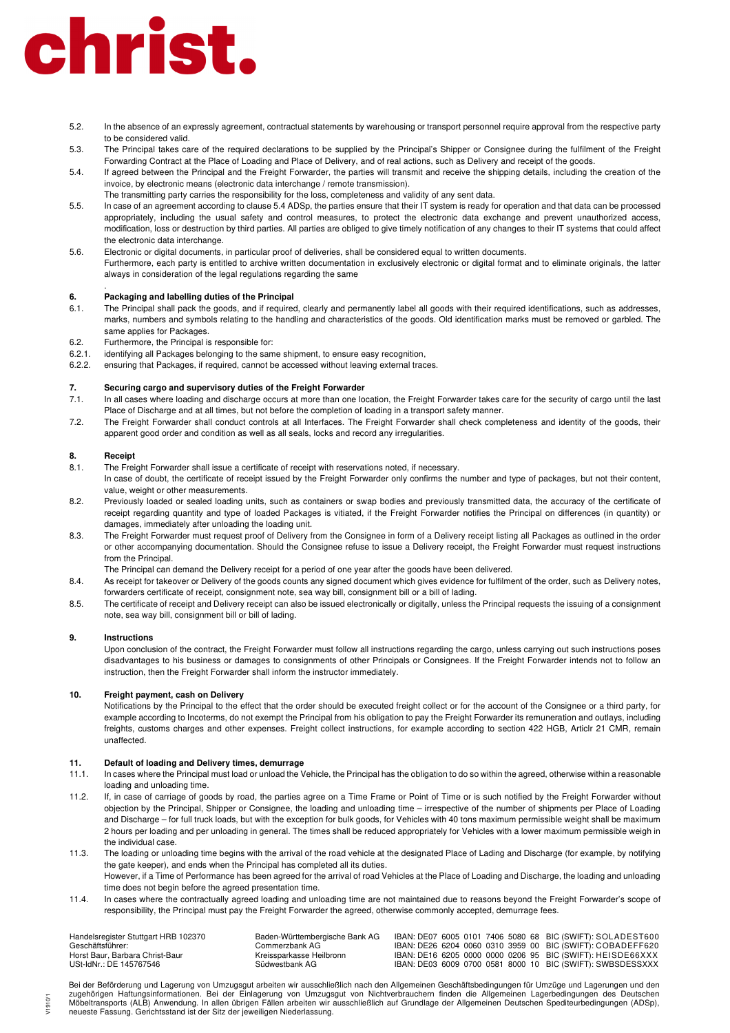5.2. In the absence of an expressly agreement, contractual statements by warehousing or transport personnel require approval from the respective party to be considered valid.

5.3. The Principal takes care of the required declarations to be supplied by the Principal's Shipper or Consignee during the fulfilment of the Freight Forwarding Contract at the Place of Loading and Place of Delivery, and of real actions, such as Delivery and receipt of the goods.

5.4. If agreed between the Principal and the Freight Forwarder, the parties will transmit and receive the shipping details, including the creation of the invoice, by electronic means (electronic data interchange / remote transmission).
The transmitting party carries the responsibility for the loss, completeness and validity of any sent data.

5.5. In case of an agreement according to clause 5.4 ADSp, the parties ensure that their IT system is ready for operation and that data can be processed appropriately, including the usual safety and control measures, to protect the electronic data exchange and prevent unauthorized access, modification, loss or destruction by third parties. All parties are obliged to give timely notification of any changes to their IT systems that could affect the electronic data interchange.

5.6. Electronic or digital documents, in particular proof of deliveries, shall be considered equal to written documents.
Furthermore, each party is entitled to archive written documentation in exclusively electronic or digital format and to eliminate originals, the latter always in consideration of the legal regulations regarding the same

## 6. Packaging and labelling duties of the Principal

6.1. The Principal shall pack the goods, and if required, clearly and permanently label all goods with their required identifications, such as addresses, marks, numbers and symbols relating to the handling and characteristics of the goods. Old identification marks must be removed or garbled. The same applies for Packages.

6.2. Furthermore, the Principal is responsible for:

6.2.1. identifying all Packages belonging to the same shipment, to ensure easy recognition,

6.2.2. ensuring that Packages, if required, cannot be accessed without leaving external traces.

## 7. Securing cargo and supervisory duties of the Freight Forwarder

7.1. In all cases where loading and discharge occurs at more than one location, the Freight Forwarder takes care for the security of cargo until the last Place of Discharge and at all times, but not before the completion of loading in a transport safety manner.

7.2. The Freight Forwarder shall conduct controls at all Interfaces. The Freight Forwarder shall check completeness and identity of the goods, their apparent good order and condition as well as all seals, locks and record any irregularities.

## 8. Receipt

8.1. The Freight Forwarder shall issue a certificate of receipt with reservations noted, if necessary.
In case of doubt, the certificate of receipt issued by the Freight Forwarder only confirms the number and type of packages, but not their content, value, weight or other measurements.

8.2. Previously loaded or sealed loading units, such as containers or swap bodies and previously transmitted data, the accuracy of the certificate of receipt regarding quantity and type of loaded Packages is vitiated, if the Freight Forwarder notifies the Principal on differences (in quantity) or damages, immediately after unloading the loading unit.

8.3. The Freight Forwarder must request proof of Delivery from the Consignee in form of a Delivery receipt listing all Packages as outlined in the order or other accompanying documentation. Should the Consignee refuse to issue a Delivery receipt, the Freight Forwarder must request instructions from the Principal.
The Principal can demand the Delivery receipt for a period of one year after the goods have been delivered.

8.4. As receipt for takeover or Delivery of the goods counts any signed document which gives evidence for fulfilment of the order, such as Delivery notes, forwarders certificate of receipt, consignment note, sea way bill, consignment bill or a bill of lading.

8.5. The certificate of receipt and Delivery receipt can also be issued electronically or digitally, unless the Principal requests the issuing of a consignment note, sea way bill, consignment bill or bill of lading.

## 9. Instructions

Upon conclusion of the contract, the Freight Forwarder must follow all instructions regarding the cargo, unless carrying out such instructions poses disadvantages to his business or damages to consignments of other Principals or Consignees. If the Freight Forwarder intends not to follow an instruction, then the Freight Forwarder shall inform the instructor immediately.

## 10. Freight payment, cash on Delivery

Notifications by the Principal to the effect that the order should be executed freight collect or for the account of the Consignee or a third party, for example according to Incoterms, do not exempt the Principal from his obligation to pay the Freight Forwarder its remuneration and outlays, including freights, customs charges and other expenses. Freight collect instructions, for example according to section 422 HGB, Articlr 21 CMR, remain unaffected.

## 11. Default of loading and Delivery times, demurrage

11.1. In cases where the Principal must load or unload the Vehicle, the Principal has the obligation to do so within the agreed, otherwise within a reasonable loading and unloading time.

11.2. If, in case of carriage of goods by road, the parties agree on a Time Frame or Point of Time or is such notified by the Freight Forwarder without objection by the Principal, Shipper or Consignee, the loading and unloading time – irrespective of the number of shipments per Place of Loading and Discharge – for full truck loads, but with the exception for bulk goods, for Vehicles with 40 tons maximum permissible weight shall be maximum 2 hours per loading and per unloading in general. The times shall be reduced appropriately for Vehicles with a lower maximum permissible weigh in the individual case.

11.3. The loading or unloading time begins with the arrival of the road vehicle at the designated Place of Lading and Discharge (for example, by notifying the gate keeper), and ends when the Principal has completed all its duties.
However, if a Time of Performance has been agreed for the arrival of road Vehicles at the Place of Loading and Discharge, the loading and unloading time does not begin before the agreed presentation time.

11.4. In cases where the contractually agreed loading and unloading time are not maintained due to reasons beyond the Freight Forwarder's scope of responsibility, the Principal must pay the Freight Forwarder the agreed, otherwise commonly accepted, demurrage fees.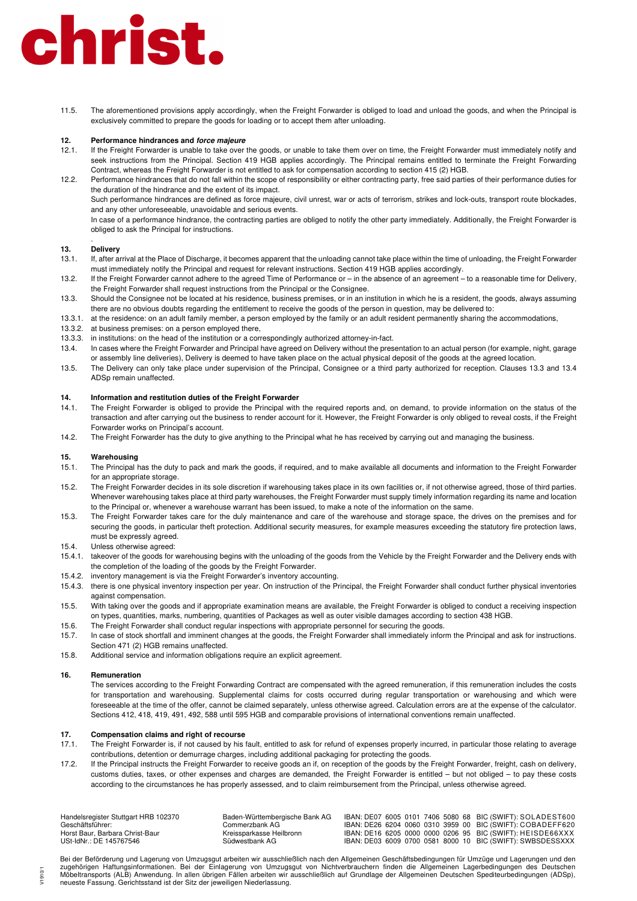11.5. The aforementioned provisions apply accordingly, when the Freight Forwarder is obliged to load and unload the goods, and when the Principal is exclusively committed to prepare the goods for loading or to accept them after unloading.

## 12. Performance hindrances and *force majeure*

12.1. If the Freight Forwarder is unable to take over the goods, or unable to take them over on time, the Freight Forwarder must immediately notify and seek instructions from the Principal. Section 419 HGB applies accordingly. The Principal remains entitled to terminate the Freight Forwarding Contract, whereas the Freight Forwarder is not entitled to ask for compensation according to section 415 (2) HGB.

12.2. Performance hindrances that do not fall within the scope of responsibility or either contracting party, free said parties of their performance duties for the duration of the hindrance and the extent of its impact.
Such performance hindrances are defined as force majeure, civil unrest, war or acts of terrorism, strikes and lock-outs, transport route blockades, and any other unforeseeable, unavoidable and serious events.
In case of a performance hindrance, the contracting parties are obliged to notify the other party immediately. Additionally, the Freight Forwarder is obliged to ask the Principal for instructions.

## 13. Delivery

13.1. If, after arrival at the Place of Discharge, it becomes apparent that the unloading cannot take place within the time of unloading, the Freight Forwarder must immediately notify the Principal and request for relevant instructions. Section 419 HGB applies accordingly.

13.2. If the Freight Forwarder cannot adhere to the agreed Time of Performance or – in the absence of an agreement – to a reasonable time for Delivery, the Freight Forwarder shall request instructions from the Principal or the Consignee.

13.3. Should the Consignee not be located at his residence, business premises, or in an institution in which he is a resident, the goods, always assuming there are no obvious doubts regarding the entitlement to receive the goods of the person in question, may be delivered to:

13.3.1. at the residence: on an adult family member, a person employed by the family or an adult resident permanently sharing the accommodations,

13.3.2. at business premises: on a person employed there,

13.3.3. in institutions: on the head of the institution or a correspondingly authorized attorney-in-fact.

13.4. In cases where the Freight Forwarder and Principal have agreed on Delivery without the presentation to an actual person (for example, night, garage or assembly line deliveries), Delivery is deemed to have taken place on the actual physical deposit of the goods at the agreed location.

13.5. The Delivery can only take place under supervision of the Principal, Consignee or a third party authorized for reception. Clauses 13.3 and 13.4 ADSp remain unaffected.

## 14. Information and restitution duties of the Freight Forwarder

14.1. The Freight Forwarder is obliged to provide the Principal with the required reports and, on demand, to provide information on the status of the transaction and after carrying out the business to render account for it. However, the Freight Forwarder is only obliged to reveal costs, if the Freight Forwarder works on Principal's account.

14.2. The Freight Forwarder has the duty to give anything to the Principal what he has received by carrying out and managing the business.

## 15. Warehousing

15.1. The Principal has the duty to pack and mark the goods, if required, and to make available all documents and information to the Freight Forwarder for an appropriate storage.

15.2. The Freight Forwarder decides in its sole discretion if warehousing takes place in its own facilities or, if not otherwise agreed, those of third parties. Whenever warehousing takes place at third party warehouses, the Freight Forwarder must supply timely information regarding its name and location to the Principal or, whenever a warehouse warrant has been issued, to make a note of the information on the same.

15.3. The Freight Forwarder takes care for the duly maintenance and care of the warehouse and storage space, the drives on the premises and for securing the goods, in particular theft protection. Additional security measures, for example measures exceeding the statutory fire protection laws, must be expressly agreed.

15.4. Unless otherwise agreed:

15.4.1. takeover of the goods for warehousing begins with the unloading of the goods from the Vehicle by the Freight Forwarder and the Delivery ends with the completion of the loading of the goods by the Freight Forwarder.

15.4.2. inventory management is via the Freight Forwarder's inventory accounting.

15.4.3. there is one physical inventory inspection per year. On instruction of the Principal, the Freight Forwarder shall conduct further physical inventories against compensation.

15.5. With taking over the goods and if appropriate examination means are available, the Freight Forwarder is obliged to conduct a receiving inspection on types, quantities, marks, numbering, quantities of Packages as well as outer visible damages according to section 438 HGB.

15.6. The Freight Forwarder shall conduct regular inspections with appropriate personnel for securing the goods.

15.7. In case of stock shortfall and imminent changes at the goods, the Freight Forwarder shall immediately inform the Principal and ask for instructions. Section 471 (2) HGB remains unaffected.

15.8. Additional service and information obligations require an explicit agreement.

## 16. Remuneration

The services according to the Freight Forwarding Contract are compensated with the agreed remuneration, if this remuneration includes the costs for transportation and warehousing. Supplemental claims for costs occurred during regular transportation or warehousing and which were foreseeable at the time of the offer, cannot be claimed separately, unless otherwise agreed. Calculation errors are at the expense of the calculator. Sections 412, 418, 419, 491, 492, 588 until 595 HGB and comparable provisions of international conventions remain unaffected.

## 17. Compensation claims and right of recourse

17.1. The Freight Forwarder is, if not caused by his fault, entitled to ask for refund of expenses properly incurred, in particular those relating to average contributions, detention or demurrage charges, including additional packaging for protecting the goods.

17.2. If the Principal instructs the Freight Forwarder to receive goods an if, on reception of the goods by the Freight Forwarder, freight, cash on delivery, customs duties, taxes, or other expenses and charges are demanded, the Freight Forwarder is entitled – but not obliged – to pay these costs according to the circumstances he has properly assessed, and to claim reimbursement from the Principal, unless otherwise agreed.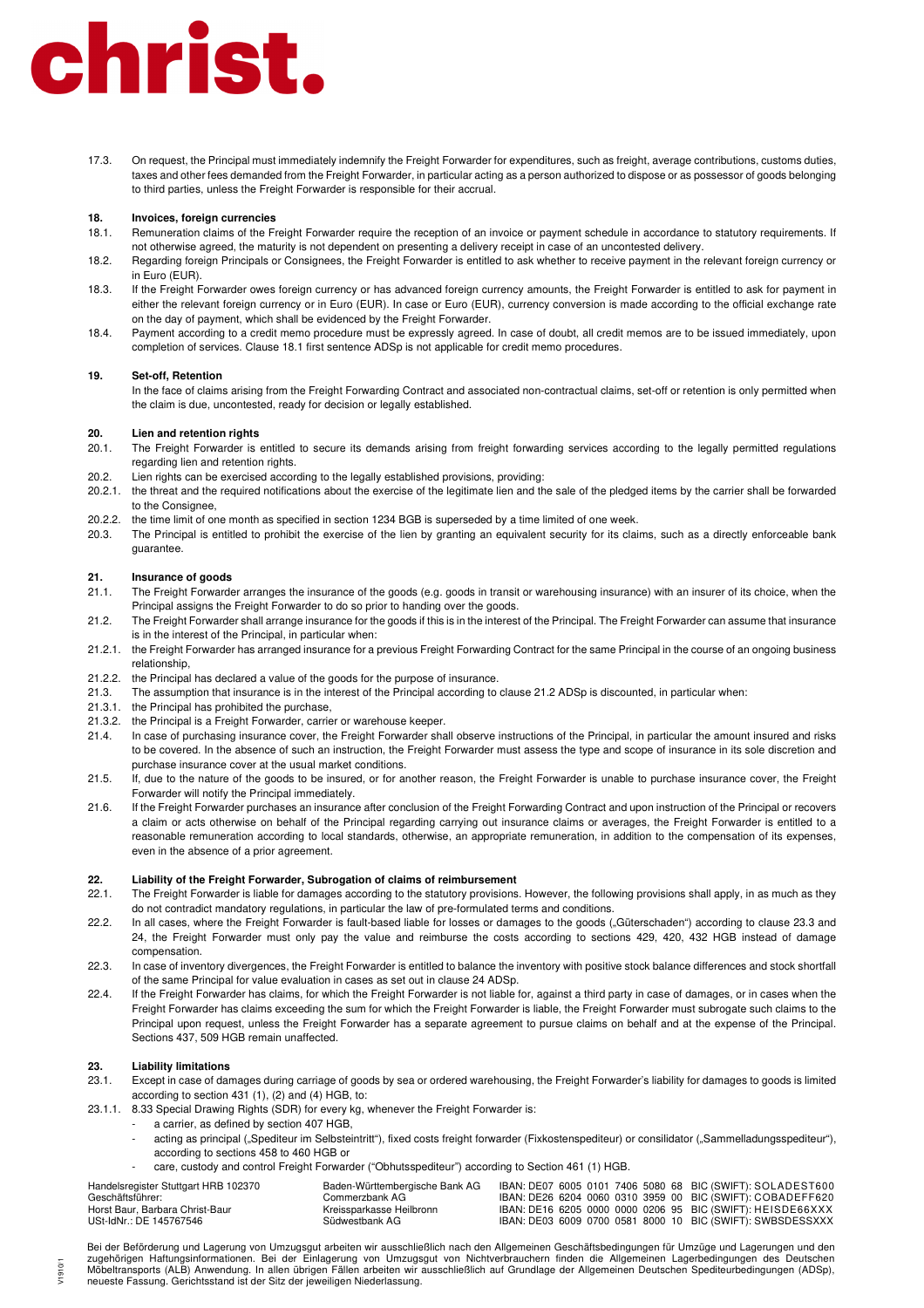17.3. On request, the Principal must immediately indemnify the Freight Forwarder for expenditures, such as freight, average contributions, customs duties, taxes and other fees demanded from the Freight Forwarder, in particular acting as a person authorized to dispose or as possessor of goods belonging to third parties, unless the Freight Forwarder is responsible for their accrual.

## 18. Invoices, foreign currencies

18.1. Remuneration claims of the Freight Forwarder require the reception of an invoice or payment schedule in accordance to statutory requirements. If not otherwise agreed, the maturity is not dependent on presenting a delivery receipt in case of an uncontested delivery.

18.2. Regarding foreign Principals or Consignees, the Freight Forwarder is entitled to ask whether to receive payment in the relevant foreign currency or in Euro (EUR).

18.3. If the Freight Forwarder owes foreign currency or has advanced foreign currency amounts, the Freight Forwarder is entitled to ask for payment in either the relevant foreign currency or in Euro (EUR). In case or Euro (EUR), currency conversion is made according to the official exchange rate on the day of payment, which shall be evidenced by the Freight Forwarder.

18.4. Payment according to a credit memo procedure must be expressly agreed. In case of doubt, all credit memos are to be issued immediately, upon completion of services. Clause 18.1 first sentence ADSp is not applicable for credit memo procedures.

## 19. Set-off, Retention

In the face of claims arising from the Freight Forwarding Contract and associated non-contractual claims, set-off or retention is only permitted when the claim is due, uncontested, ready for decision or legally established.

## 20. Lien and retention rights

20.1. The Freight Forwarder is entitled to secure its demands arising from freight forwarding services according to the legally permitted regulations regarding lien and retention rights.

20.2. Lien rights can be exercised according to the legally established provisions, providing:

20.2.1. the threat and the required notifications about the exercise of the legitimate lien and the sale of the pledged items by the carrier shall be forwarded to the Consignee,

20.2.2. the time limit of one month as specified in section 1234 BGB is superseded by a time limited of one week.

20.3. The Principal is entitled to prohibit the exercise of the lien by granting an equivalent security for its claims, such as a directly enforceable bank guarantee.

## 21. Insurance of goods

21.1. The Freight Forwarder arranges the insurance of the goods (e.g. goods in transit or warehousing insurance) with an insurer of its choice, when the Principal assigns the Freight Forwarder to do so prior to handing over the goods.

21.2. The Freight Forwarder shall arrange insurance for the goods if this is in the interest of the Principal. The Freight Forwarder can assume that insurance is in the interest of the Principal, in particular when:

21.2.1. the Freight Forwarder has arranged insurance for a previous Freight Forwarding Contract for the same Principal in the course of an ongoing business relationship,

21.2.2. the Principal has declared a value of the goods for the purpose of insurance.

21.3. The assumption that insurance is in the interest of the Principal according to clause 21.2 ADSp is discounted, in particular when:

21.3.1. the Principal has prohibited the purchase,

21.3.2. the Principal is a Freight Forwarder, carrier or warehouse keeper.

21.4. In case of purchasing insurance cover, the Freight Forwarder shall observe instructions of the Principal, in particular the amount insured and risks to be covered. In the absence of such an instruction, the Freight Forwarder must assess the type and scope of insurance in its sole discretion and purchase insurance cover at the usual market conditions.

21.5. If, due to the nature of the goods to be insured, or for another reason, the Freight Forwarder is unable to purchase insurance cover, the Freight Forwarder will notify the Principal immediately.

21.6. If the Freight Forwarder purchases an insurance after conclusion of the Freight Forwarding Contract and upon instruction of the Principal or recovers a claim or acts otherwise on behalf of the Principal regarding carrying out insurance claims or averages, the Freight Forwarder is entitled to a reasonable remuneration according to local standards, otherwise, an appropriate remuneration, in addition to the compensation of its expenses, even in the absence of a prior agreement.

## 22. Liability of the Freight Forwarder, Subrogation of claims of reimbursement

22.1. The Freight Forwarder is liable for damages according to the statutory provisions. However, the following provisions shall apply, in as much as they do not contradict mandatory regulations, in particular the law of pre-formulated terms and conditions.

22.2. In all cases, where the Freight Forwarder is fault-based liable for losses or damages to the goods („Güterschaden") according to clause 23.3 and 24, the Freight Forwarder must only pay the value and reimburse the costs according to sections 429, 420, 432 HGB instead of damage compensation.

22.3. In case of inventory divergences, the Freight Forwarder is entitled to balance the inventory with positive stock balance differences and stock shortfall of the same Principal for value evaluation in cases as set out in clause 24 ADSp.

22.4. If the Freight Forwarder has claims, for which the Freight Forwarder is not liable for, against a third party in case of damages, or in cases when the Freight Forwarder has claims exceeding the sum for which the Freight Forwarder is liable, the Freight Forwarder must subrogate such claims to the Principal upon request, unless the Freight Forwarder has a separate agreement to pursue claims on behalf and at the expense of the Principal. Sections 437, 509 HGB remain unaffected.

## 23. Liability limitations

23.1. Except in case of damages during carriage of goods by sea or ordered warehousing, the Freight Forwarder's liability for damages to goods is limited according to section 431 (1), (2) and (4) HGB, to:

23.1.1. 8.33 Special Drawing Rights (SDR) for every kg, whenever the Freight Forwarder is:

- a carrier, as defined by section 407 HGB,
- acting as principal („Spediteur im Selbsteintritt"), fixed costs freight forwarder (Fixkostenspediteur) or consilidator („Sammelladungsspediteur"), according to sections 458 to 460 HGB or
- care, custody and control Freight Forwarder ("Obhutsspediteur") according to Section 461 (1) HGB.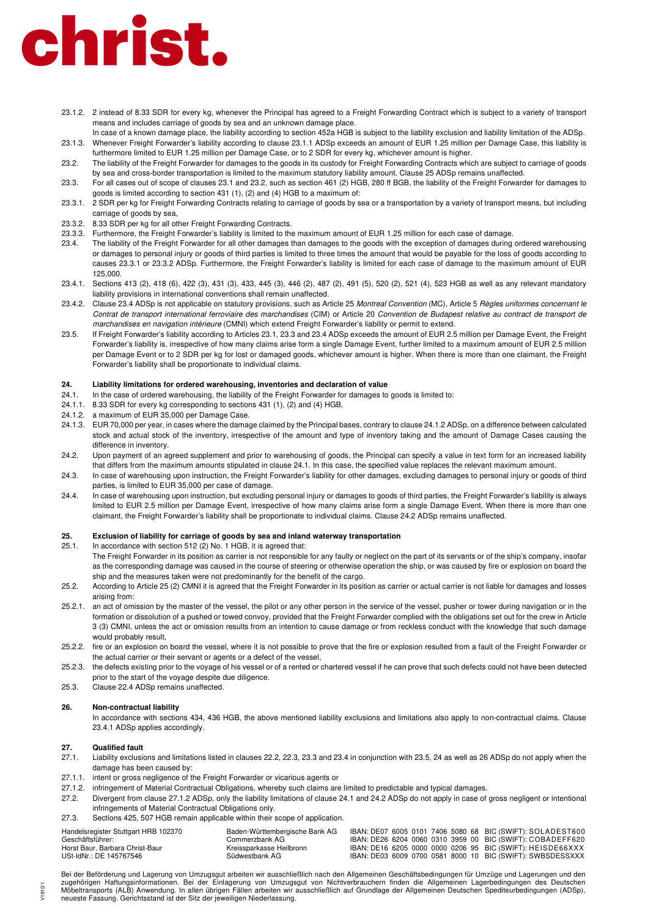23.1.2. 2 instead of 8.33 SDR for every kg, whenever the Principal has agreed to a Freight Forwarding Contract which is subject to a variety of transport means and includes carriage of goods by sea and an unknown damage place.
In case of a known damage place, the liability according to section 452a HGB is subject to the liability exclusion and liability limitation of the ADSp.

23.1.3. Whenever Freight Forwarder's liability according to clause 23.1.1 ADSp exceeds an amount of EUR 1.25 million per Damage Case, this liability is furthermore limited to EUR 1.25 million per Damage Case, or to 2 SDR for every kg, whichever amount is higher.

23.2. The liability of the Freight Forwarder for damages to the goods in its custody for Freight Forwarding Contracts which are subject to carriage of goods by sea and cross-border transportation is limited to the maximum statutory liability amount. Clause 25 ADSp remains unaffected.

23.3. For all cases out of scope of clauses 23.1 and 23.2, such as section 461 (2) HGB, 280 ff BGB, the liability of the Freight Forwarder for damages to goods is limited according to section 431 (1), (2) and (4) HGB to a maximum of:

23.3.1. 2 SDR per kg for Freight Forwarding Contracts relating to carriage of goods by sea or a transportation by a variety of transport means, but including carriage of goods by sea,

23.3.2. 8.33 SDR per kg for all other Freight Forwarding Contracts.

23.3.3. Furthermore, the Freight Forwarder's liability is limited to the maximum amount of EUR 1.25 million for each case of damage.

23.4. The liability of the Freight Forwarder for all other damages than damages to the goods with the exception of damages during ordered warehousing or damages to personal injury or goods of third parties is limited to three times the amount that would be payable for the loss of goods according to causes 23.3.1 or 23.3.2 ADSp. Furthermore, the Freight Forwarder's liability is limited for each case of damage to the maximum amount of EUR 125,000.

23.4.1. Sections 413 (2), 418 (6), 422 (3), 431 (3), 433, 445 (3), 446 (2), 487 (2), 491 (5), 520 (2), 521 (4), 523 HGB as well as any relevant mandatory liability provisions in international conventions shall remain unaffected.

23.4.2. Clause 23.4 ADSp is not applicable on statutory provisions, such as Article 25 *Montreal Convention* (MC), Article 5 *Règles uniformes concernant le Contrat de transport international ferroviaire des marchandises* (CIM) or Article 20 *Convention de Budapest relative au contract de transport de marchandises en navigation intérieure* (CMNI) which extend Freight Forwarder's liability or permit to extend.

23.5. If Freight Forwarder's liability according to Articles 23.1, 23.3 and 23.4 ADSp exceeds the amount of EUR 2.5 million per Damage Event, the Freight Forwarder's liability is, irrespective of how many claims arise form a single Damage Event, further limited to a maximum amount of EUR 2.5 million per Damage Event or to 2 SDR per kg for lost or damaged goods, whichever amount is higher. When there is more than one claimant, the Freight Forwarder's liability shall be proportionate to individual claims.

## 24. Liability limitations for ordered warehousing, inventories and declaration of value

24.1. In the case of ordered warehousing, the liability of the Freight Forwarder for damages to goods is limited to:

24.1.1. 8.33 SDR for every kg corresponding to sections 431 (1), (2) and (4) HGB,

24.1.2. a maximum of EUR 35,000 per Damage Case.

24.1.3. EUR 70,000 per year, in cases where the damage claimed by the Principal bases, contrary to clause 24.1.2 ADSp, on a difference between calculated stock and actual stock of the inventory, irrespective of the amount and type of inventory taking and the amount of Damage Cases causing the difference in inventory.

24.2. Upon payment of an agreed supplement and prior to warehousing of goods, the Principal can specify a value in text form for an increased liability that differs from the maximum amounts stipulated in clause 24.1. In this case, the specified value replaces the relevant maximum amount.

24.3. In case of warehousing upon instruction, the Freight Forwarder's liability for other damages, excluding damages to personal injury or goods of third parties, is limited to EUR 35,000 per case of damage.

24.4. In case of warehousing upon instruction, but excluding personal injury or damages to goods of third parties, the Freight Forwarder's liability is always limited to EUR 2.5 million per Damage Event, irrespective of how many claims arise form a single Damage Event. When there is more than one claimant, the Freight Forwarder's liability shall be proportionate to individual claims. Clause 24.2 ADSp remains unaffected.

## 25. Exclusion of liability for carriage of goods by sea and inland waterway transportation

25.1. In accordance with section 512 (2) No. 1 HGB, it is agreed that:
The Freight Forwarder in its position as carrier is not responsible for any faulty or neglect on the part of its servants or of the ship's company, insofar as the corresponding damage was caused in the course of steering or otherwise operation the ship, or was caused by fire or explosion on board the ship and the measures taken were not predominantly for the benefit of the cargo.

25.2. According to Article 25 (2) CMNI it is agreed that the Freight Forwarder in its position as carrier or actual carrier is not liable for damages and losses arising from:

25.2.1. an act of omission by the master of the vessel, the pilot or any other person in the service of the vessel, pusher or tower during navigation or in the formation or dissolution of a pushed or towed convoy, provided that the Freight Forwarder complied with the obligations set out for the crew in Article 3 (3) CMNI, unless the act or omission results from an intention to cause damage or from reckless conduct with the knowledge that such damage would probably result,

25.2.2. fire or an explosion on board the vessel, where it is not possible to prove that the fire or explosion resulted from a fault of the Freight Forwarder or the actual carrier or their servant or agents or a defect of the vessel,

25.2.3. the defects existing prior to the voyage of his vessel or of a rented or chartered vessel if he can prove that such defects could not have been detected prior to the start of the voyage despite due diligence.

25.3. Clause 22.4 ADSp remains unaffected.

## 26. Non-contractual liability

In accordance with sections 434, 436 HGB, the above mentioned liability exclusions and limitations also apply to non-contractual claims. Clause 23.4.1 ADSp applies accordingly.

## 27. Qualified fault

27.1. Liability exclusions and limitations listed in clauses 22.2, 22.3, 23.3 and 23.4 in conjunction with 23.5, 24 as well as 26 ADSp do not apply when the damage has been caused by:

27.1.1. intent or gross negligence of the Freight Forwarder or vicarious agents or

27.1.2. infringement of Material Contractual Obligations, whereby such claims are limited to predictable and typical damages.

27.2. Divergent from clause 27.1.2 ADSp, only the liability limitations of clause 24.1 and 24.2 ADSp do not apply in case of gross negligent or intentional infringements of Material Contractual Obligations only.

27.3. Sections 425, 507 HGB remain applicable within their scope of application.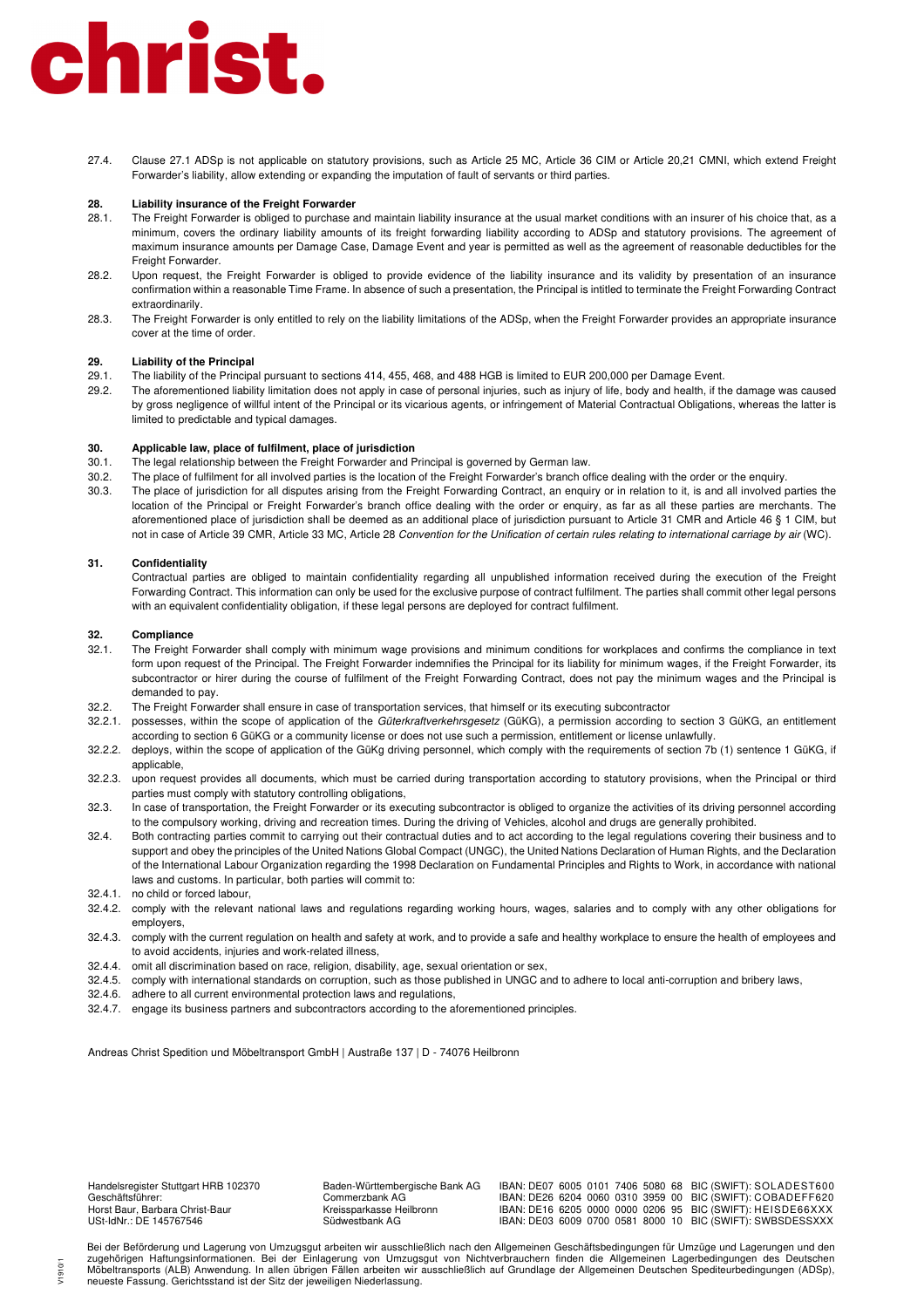27.4. Clause 27.1 ADSp is not applicable on statutory provisions, such as Article 25 MC, Article 36 CIM or Article 20,21 CMNI, which extend Freight Forwarder's liability, allow extending or expanding the imputation of fault of servants or third parties.

## 28. Liability insurance of the Freight Forwarder

28.1. The Freight Forwarder is obliged to purchase and maintain liability insurance at the usual market conditions with an insurer of his choice that, as a minimum, covers the ordinary liability amounts of its freight forwarding liability according to ADSp and statutory provisions. The agreement of maximum insurance amounts per Damage Case, Damage Event and year is permitted as well as the agreement of reasonable deductibles for the Freight Forwarder.

28.2. Upon request, the Freight Forwarder is obliged to provide evidence of the liability insurance and its validity by presentation of an insurance confirmation within a reasonable Time Frame. In absence of such a presentation, the Principal is intitled to terminate the Freight Forwarding Contract extraordinarily.

28.3. The Freight Forwarder is only entitled to rely on the liability limitations of the ADSp, when the Freight Forwarder provides an appropriate insurance cover at the time of order.

## 29. Liability of the Principal

29.1. The liability of the Principal pursuant to sections 414, 455, 468, and 488 HGB is limited to EUR 200,000 per Damage Event.

29.2. The aforementioned liability limitation does not apply in case of personal injuries, such as injury of life, body and health, if the damage was caused by gross negligence of willful intent of the Principal or its vicarious agents, or infringement of Material Contractual Obligations, whereas the latter is limited to predictable and typical damages.

## 30. Applicable law, place of fulfilment, place of jurisdiction

30.1. The legal relationship between the Freight Forwarder and Principal is governed by German law.

30.2. The place of fulfilment for all involved parties is the location of the Freight Forwarder's branch office dealing with the order or the enquiry.

30.3. The place of jurisdiction for all disputes arising from the Freight Forwarding Contract, an enquiry or in relation to it, is and all involved parties the location of the Principal or Freight Forwarder's branch office dealing with the order or enquiry, as far as all these parties are merchants. The aforementioned place of jurisdiction shall be deemed as an additional place of jurisdiction pursuant to Article 31 CMR and Article 46 § 1 CIM, but not in case of Article 39 CMR, Article 33 MC, Article 28 *Convention for the Unification of certain rules relating to international carriage by air* (WC).

## 31. Confidentiality

Contractual parties are obliged to maintain confidentiality regarding all unpublished information received during the execution of the Freight Forwarding Contract. This information can only be used for the exclusive purpose of contract fulfilment. The parties shall commit other legal persons with an equivalent confidentiality obligation, if these legal persons are deployed for contract fulfilment.

## 32. Compliance

32.1. The Freight Forwarder shall comply with minimum wage provisions and minimum conditions for workplaces and confirms the compliance in text form upon request of the Principal. The Freight Forwarder indemnifies the Principal for its liability for minimum wages, if the Freight Forwarder, its subcontractor or hirer during the course of fulfilment of the Freight Forwarding Contract, does not pay the minimum wages and the Principal is demanded to pay.

32.2. The Freight Forwarder shall ensure in case of transportation services, that himself or its executing subcontractor

32.2.1. possesses, within the scope of application of the *Güterkraftverkehrsgesetz* (GüKG), a permission according to section 3 GüKG, an entitlement according to section 6 GüKG or a community license or does not use such a permission, entitlement or license unlawfully.

32.2.2. deploys, within the scope of application of the GüKg driving personnel, which comply with the requirements of section 7b (1) sentence 1 GüKG, if applicable,

32.2.3. upon request provides all documents, which must be carried during transportation according to statutory provisions, when the Principal or third parties must comply with statutory controlling obligations,

32.3. In case of transportation, the Freight Forwarder or its executing subcontractor is obliged to organize the activities of its driving personnel according to the compulsory working, driving and recreation times. During the driving of Vehicles, alcohol and drugs are generally prohibited.

32.4. Both contracting parties commit to carrying out their contractual duties and to act according to the legal regulations covering their business and to support and obey the principles of the United Nations Global Compact (UNGC), the United Nations Declaration of Human Rights, and the Declaration of the International Labour Organization regarding the 1998 Declaration on Fundamental Principles and Rights to Work, in accordance with national laws and customs. In particular, both parties will commit to:

32.4.1. no child or forced labour,

32.4.2. comply with the relevant national laws and regulations regarding working hours, wages, salaries and to comply with any other obligations for employers,

32.4.3. comply with the current regulation on health and safety at work, and to provide a safe and healthy workplace to ensure the health of employees and to avoid accidents, injuries and work-related illness,

32.4.4. omit all discrimination based on race, religion, disability, age, sexual orientation or sex,

32.4.5. comply with international standards on corruption, such as those published in UNGC and to adhere to local anti-corruption and bribery laws,

32.4.6. adhere to all current environmental protection laws and regulations,

32.4.7. engage its business partners and subcontractors according to the aforementioned principles.

Andreas Christ Spedition und Möbeltransport GmbH | Austraße 137 | D - 74076 Heilbronn